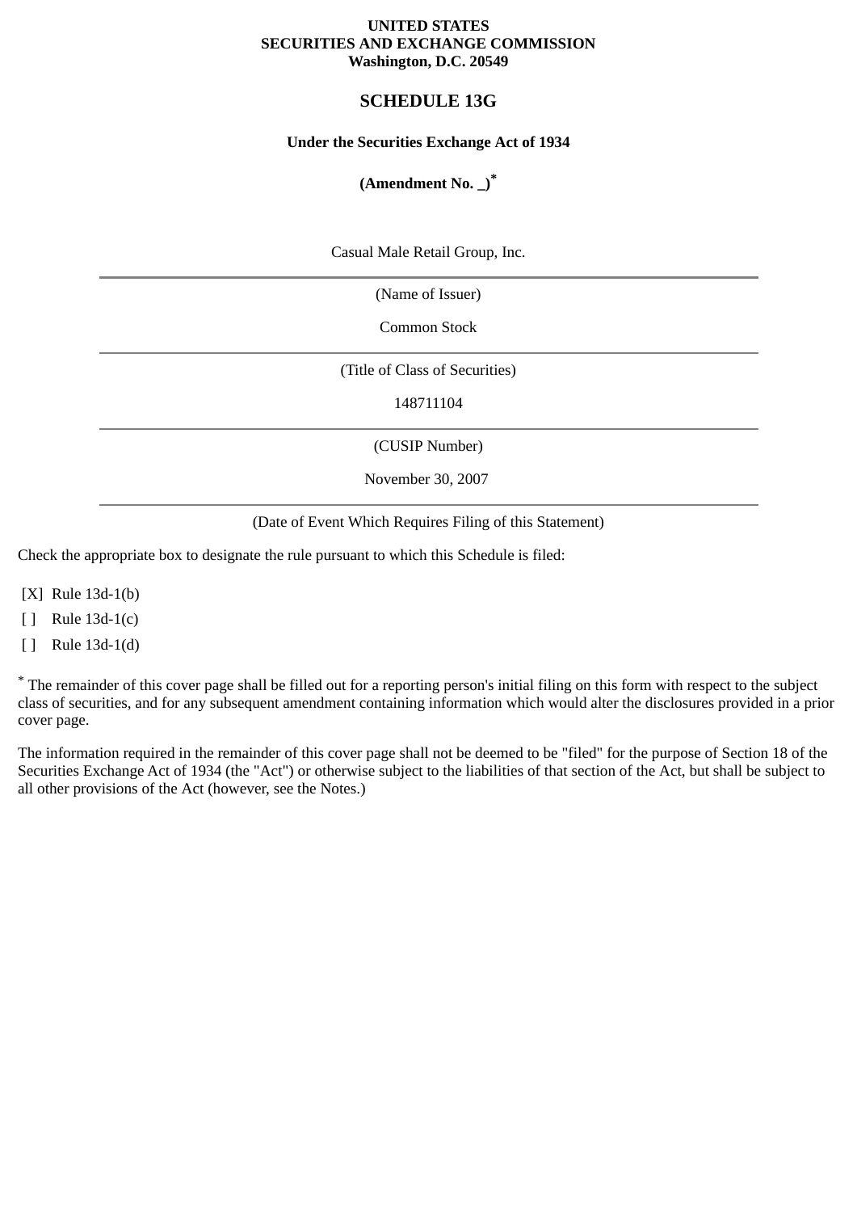**UNITED STATES**
**SECURITIES AND EXCHANGE COMMISSION**
**Washington, D.C. 20549**

# SCHEDULE 13G

**Under the Securities Exchange Act of 1934**

**(Amendment No. _)***

Casual Male Retail Group, Inc.

(Name of Issuer)

Common Stock

(Title of Class of Securities)

148711104

(CUSIP Number)

November 30, 2007

(Date of Event Which Requires Filing of this Statement)

Check the appropriate box to designate the rule pursuant to which this Schedule is filed:

[X] Rule 13d-1(b)

[ ] Rule 13d-1(c)

[ ] Rule 13d-1(d)

* The remainder of this cover page shall be filled out for a reporting person's initial filing on this form with respect to the subject class of securities, and for any subsequent amendment containing information which would alter the disclosures provided in a prior cover page.

The information required in the remainder of this cover page shall not be deemed to be "filed" for the purpose of Section 18 of the Securities Exchange Act of 1934 (the "Act") or otherwise subject to the liabilities of that section of the Act, but shall be subject to all other provisions of the Act (however, see the Notes.)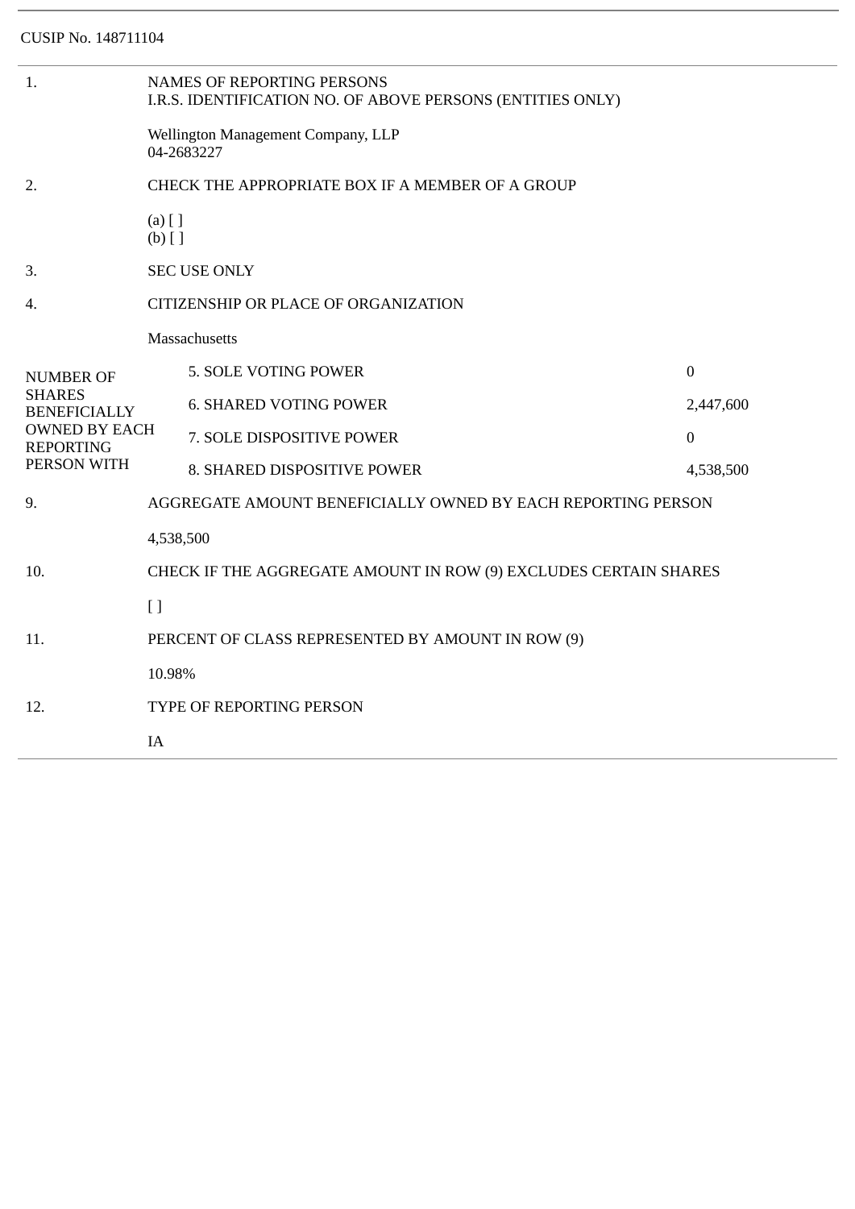CUSIP No. 148711104

| | | |
|---|---|---|
| 1. | NAMES OF REPORTING PERSONS<br>I.R.S. IDENTIFICATION NO. OF ABOVE PERSONS (ENTITIES ONLY)<br><br>Wellington Management Company, LLP<br>04-2683227 | |
| 2. | CHECK THE APPROPRIATE BOX IF A MEMBER OF A GROUP<br><br>(a) [ ]<br>(b) [ ] | |
| 3. | SEC USE ONLY | |
| 4. | CITIZENSHIP OR PLACE OF ORGANIZATION<br><br>Massachusetts | |
| NUMBER OF SHARES BENEFICIALLY OWNED BY EACH REPORTING PERSON WITH | 5. SOLE VOTING POWER | 0 |
| | 6. SHARED VOTING POWER | 2,447,600 |
| | 7. SOLE DISPOSITIVE POWER | 0 |
| | 8. SHARED DISPOSITIVE POWER | 4,538,500 |
| 9. | AGGREGATE AMOUNT BENEFICIALLY OWNED BY EACH REPORTING PERSON<br><br>4,538,500 | |
| 10. | CHECK IF THE AGGREGATE AMOUNT IN ROW (9) EXCLUDES CERTAIN SHARES<br><br>[ ] | |
| 11. | PERCENT OF CLASS REPRESENTED BY AMOUNT IN ROW (9)<br><br>10.98% | |
| 12. | TYPE OF REPORTING PERSON<br><br>IA | |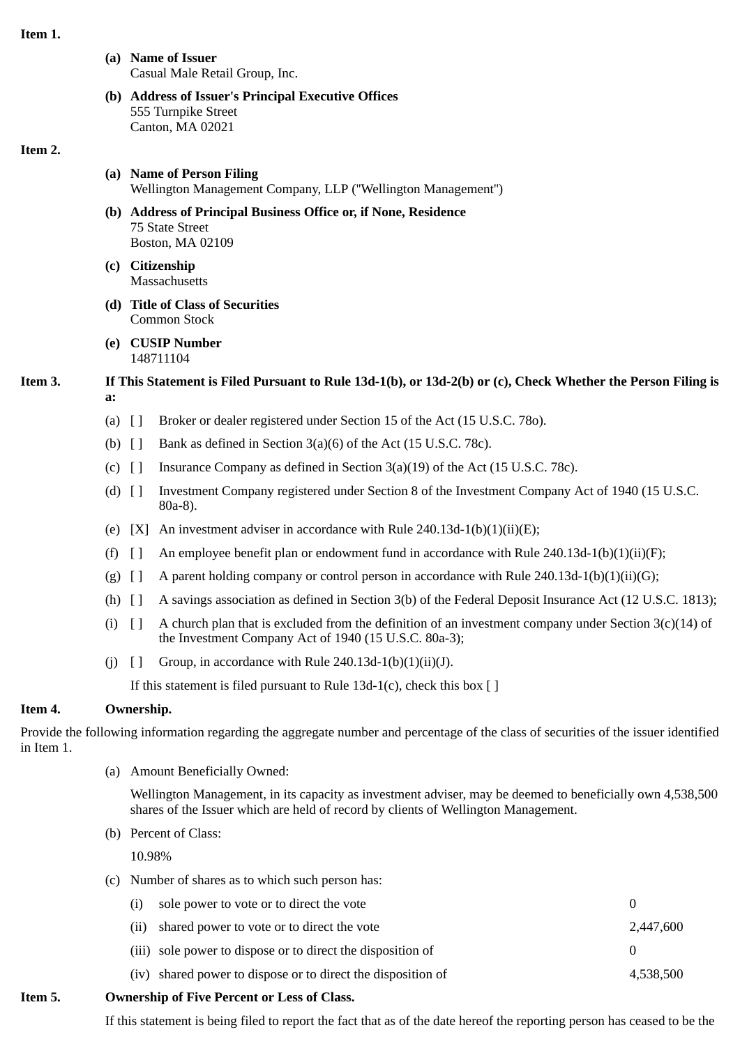**Item 1.**

**(a) Name of Issuer**
Casual Male Retail Group, Inc.

**(b) Address of Issuer's Principal Executive Offices**
555 Turnpike Street
Canton, MA 02021

**Item 2.**

**(a) Name of Person Filing**
Wellington Management Company, LLP ("Wellington Management")

**(b) Address of Principal Business Office or, if None, Residence**
75 State Street
Boston, MA 02109

**(c) Citizenship**
Massachusetts

**(d) Title of Class of Securities**
Common Stock

**(e) CUSIP Number**
148711104

**Item 3. If This Statement is Filed Pursuant to Rule 13d-1(b), or 13d-2(b) or (c), Check Whether the Person Filing is a:**

(a) [ ] Broker or dealer registered under Section 15 of the Act (15 U.S.C. 78o).

(b) [ ] Bank as defined in Section 3(a)(6) of the Act (15 U.S.C. 78c).

(c) [ ] Insurance Company as defined in Section 3(a)(19) of the Act (15 U.S.C. 78c).

(d) [ ] Investment Company registered under Section 8 of the Investment Company Act of 1940 (15 U.S.C. 80a-8).

(e) [X] An investment adviser in accordance with Rule 240.13d-1(b)(1)(ii)(E);

(f) [ ] An employee benefit plan or endowment fund in accordance with Rule 240.13d-1(b)(1)(ii)(F);

(g) [ ] A parent holding company or control person in accordance with Rule 240.13d-1(b)(1)(ii)(G);

(h) [ ] A savings association as defined in Section 3(b) of the Federal Deposit Insurance Act (12 U.S.C. 1813);

(i) [ ] A church plan that is excluded from the definition of an investment company under Section 3(c)(14) of the Investment Company Act of 1940 (15 U.S.C. 80a-3);

(j) [ ] Group, in accordance with Rule 240.13d-1(b)(1)(ii)(J).

If this statement is filed pursuant to Rule 13d-1(c), check this box [ ]

**Item 4. Ownership.**

Provide the following information regarding the aggregate number and percentage of the class of securities of the issuer identified in Item 1.

(a) Amount Beneficially Owned:

Wellington Management, in its capacity as investment adviser, may be deemed to beneficially own 4,538,500 shares of the Issuer which are held of record by clients of Wellington Management.

(b) Percent of Class:

10.98%

(c) Number of shares as to which such person has:

| | | |
|---|---|---|
| (i) | sole power to vote or to direct the vote | 0 |
| (ii) | shared power to vote or to direct the vote | 2,447,600 |
| (iii) | sole power to dispose or to direct the disposition of | 0 |
| (iv) | shared power to dispose or to direct the disposition of | 4,538,500 |

**Item 5. Ownership of Five Percent or Less of Class.**

If this statement is being filed to report the fact that as of the date hereof the reporting person has ceased to be the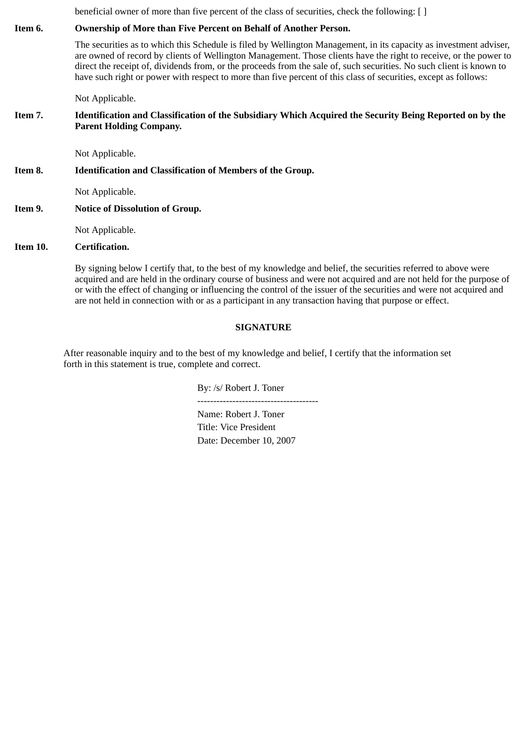beneficial owner of more than five percent of the class of securities, check the following: [ ]

**Item 6. Ownership of More than Five Percent on Behalf of Another Person.**

The securities as to which this Schedule is filed by Wellington Management, in its capacity as investment adviser, are owned of record by clients of Wellington Management. Those clients have the right to receive, or the power to direct the receipt of, dividends from, or the proceeds from the sale of, such securities. No such client is known to have such right or power with respect to more than five percent of this class of securities, except as follows:

Not Applicable.

**Item 7. Identification and Classification of the Subsidiary Which Acquired the Security Being Reported on by the Parent Holding Company.**

Not Applicable.

**Item 8. Identification and Classification of Members of the Group.**

Not Applicable.

**Item 9. Notice of Dissolution of Group.**

Not Applicable.

**Item 10. Certification.**

By signing below I certify that, to the best of my knowledge and belief, the securities referred to above were acquired and are held in the ordinary course of business and were not acquired and are not held for the purpose of or with the effect of changing or influencing the control of the issuer of the securities and were not acquired and are not held in connection with or as a participant in any transaction having that purpose or effect.

**SIGNATURE**

After reasonable inquiry and to the best of my knowledge and belief, I certify that the information set forth in this statement is true, complete and correct.

By: /s/ Robert J. Toner

--------------------------------------

Name: Robert J. Toner

Title: Vice President

Date: December 10, 2007